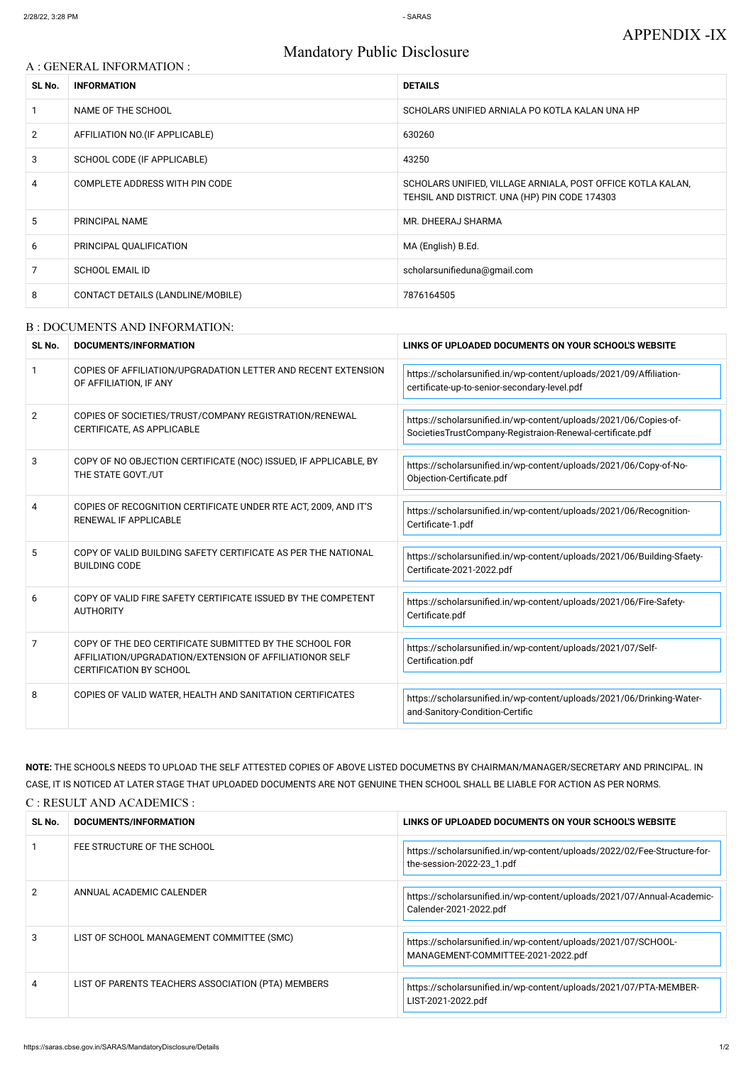# APPENDIX -IX

## Mandatory Public Disclosure

### A : GENERAL INFORMATION :

| SL No. | INFORMATION | DETAILS |
|---|---|---|
| 1 | NAME OF THE SCHOOL | SCHOLARS UNIFIED ARNIALA PO KOTLA KALAN UNA HP |
| 2 | AFFILIATION NO.(IF APPLICABLE) | 630260 |
| 3 | SCHOOL CODE (IF APPLICABLE) | 43250 |
| 4 | COMPLETE ADDRESS WITH PIN CODE | SCHOLARS UNIFIED, VILLAGE ARNIALA, POST OFFICE KOTLA KALAN, TEHSIL AND DISTRICT. UNA (HP) PIN CODE 174303 |
| 5 | PRINCIPAL NAME | MR. DHEERAJ SHARMA |
| 6 | PRINCIPAL QUALIFICATION | MA (English) B.Ed. |
| 7 | SCHOOL EMAIL ID | scholarsunifieduna@gmail.com |
| 8 | CONTACT DETAILS (LANDLINE/MOBILE) | 7876164505 |

### B : DOCUMENTS AND INFORMATION:

| SL No. | DOCUMENTS/INFORMATION | LINKS OF UPLOADED DOCUMENTS ON YOUR SCHOOL'S WEBSITE |
|---|---|---|
| 1 | COPIES OF AFFILIATION/UPGRADATION LETTER AND RECENT EXTENSION OF AFFILIATION, IF ANY | https://scholarsunified.in/wp-content/uploads/2021/09/Affiliation-certificate-up-to-senior-secondary-level.pdf |
| 2 | COPIES OF SOCIETIES/TRUST/COMPANY REGISTRATION/RENEWAL CERTIFICATE, AS APPLICABLE | https://scholarsunified.in/wp-content/uploads/2021/06/Copies-of-SocietiesTrustCompany-Registraion-Renewal-certificate.pdf |
| 3 | COPY OF NO OBJECTION CERTIFICATE (NOC) ISSUED, IF APPLICABLE, BY THE STATE GOVT./UT | https://scholarsunified.in/wp-content/uploads/2021/06/Copy-of-No-Objection-Certificate.pdf |
| 4 | COPIES OF RECOGNITION CERTIFICATE UNDER RTE ACT, 2009, AND IT'S RENEWAL IF APPLICABLE | https://scholarsunified.in/wp-content/uploads/2021/06/Recognition-Certificate-1.pdf |
| 5 | COPY OF VALID BUILDING SAFETY CERTIFICATE AS PER THE NATIONAL BUILDING CODE | https://scholarsunified.in/wp-content/uploads/2021/06/Building-Sfaety-Certificate-2021-2022.pdf |
| 6 | COPY OF VALID FIRE SAFETY CERTIFICATE ISSUED BY THE COMPETENT AUTHORITY | https://scholarsunified.in/wp-content/uploads/2021/06/Fire-Safety-Certificate.pdf |
| 7 | COPY OF THE DEO CERTIFICATE SUBMITTED BY THE SCHOOL FOR AFFILIATION/UPGRADATION/EXTENSION OF AFFILIATIONOR SELF CERTIFICATION BY SCHOOL | https://scholarsunified.in/wp-content/uploads/2021/07/Self-Certification.pdf |
| 8 | COPIES OF VALID WATER, HEALTH AND SANITATION CERTIFICATES | https://scholarsunified.in/wp-content/uploads/2021/06/Drinking-Water-and-Sanitory-Condition-Certific |

**NOTE:** THE SCHOOLS NEEDS TO UPLOAD THE SELF ATTESTED COPIES OF ABOVE LISTED DOCUMETNS BY CHAIRMAN/MANAGER/SECRETARY AND PRINCIPAL. IN CASE, IT IS NOTICED AT LATER STAGE THAT UPLOADED DOCUMENTS ARE NOT GENUINE THEN SCHOOL SHALL BE LIABLE FOR ACTION AS PER NORMS.

### C : RESULT AND ACADEMICS :

| SL No. | DOCUMENTS/INFORMATION | LINKS OF UPLOADED DOCUMENTS ON YOUR SCHOOL'S WEBSITE |
|---|---|---|
| 1 | FEE STRUCTURE OF THE SCHOOL | https://scholarsunified.in/wp-content/uploads/2022/02/Fee-Structure-for-the-session-2022-23_1.pdf |
| 2 | ANNUAL ACADEMIC CALENDER | https://scholarsunified.in/wp-content/uploads/2021/07/Annual-Academic-Calender-2021-2022.pdf |
| 3 | LIST OF SCHOOL MANAGEMENT COMMITTEE (SMC) | https://scholarsunified.in/wp-content/uploads/2021/07/SCHOOL-MANAGEMENT-COMMITTEE-2021-2022.pdf |
| 4 | LIST OF PARENTS TEACHERS ASSOCIATION (PTA) MEMBERS | https://scholarsunified.in/wp-content/uploads/2021/07/PTA-MEMBER-LIST-2021-2022.pdf |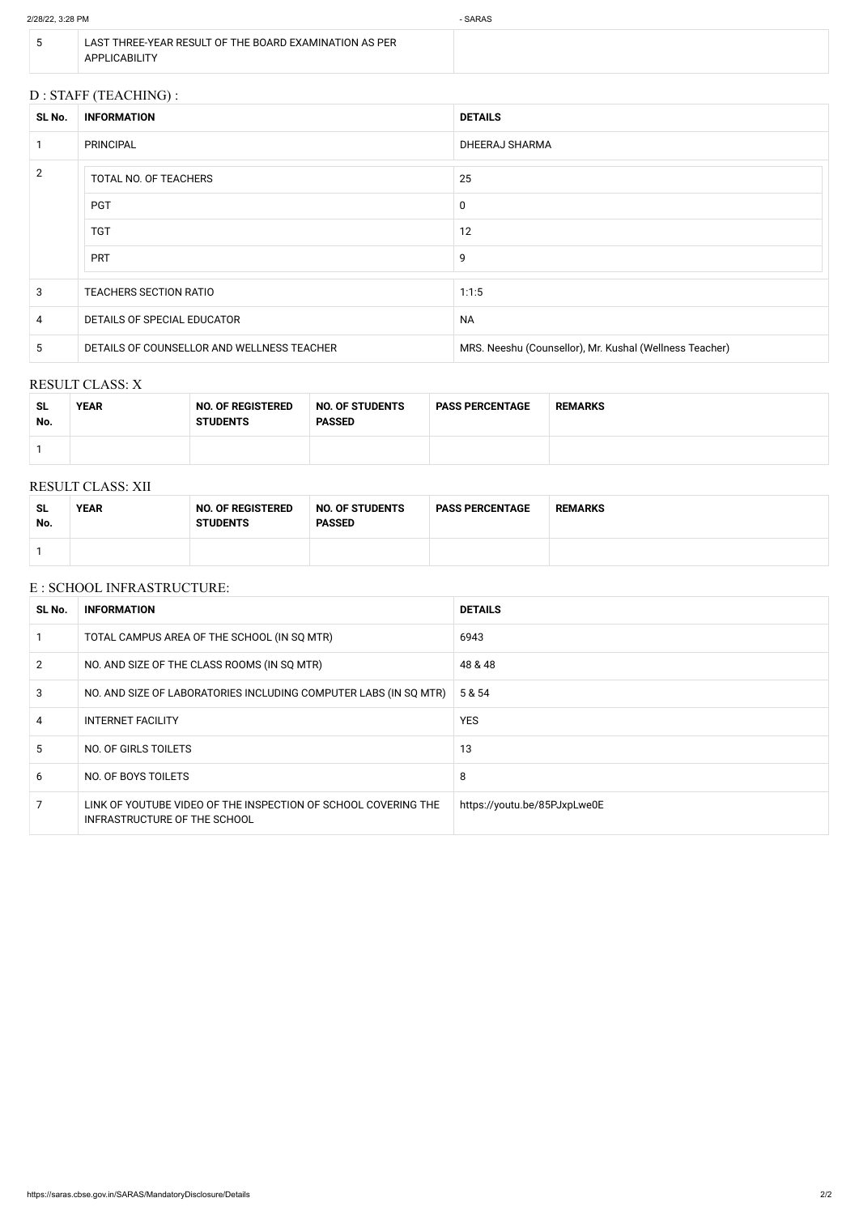| | | |
|---|---|---|
| 5 | LAST THREE-YEAR RESULT OF THE BOARD EXAMINATION AS PER APPLICABILITY | |

## D : STAFF (TEACHING) :

| SL No. | INFORMATION | DETAILS |
|---|---|---|
| 1 | PRINCIPAL | DHEERAJ SHARMA |
| 2 | TOTAL NO. OF TEACHERS | 25 |
| | PGT | 0 |
| | TGT | 12 |
| | PRT | 9 |
| 3 | TEACHERS SECTION RATIO | 1:1:5 |
| 4 | DETAILS OF SPECIAL EDUCATOR | NA |
| 5 | DETAILS OF COUNSELLOR AND WELLNESS TEACHER | MRS. Neeshu (Counsellor), Mr. Kushal (Wellness Teacher) |

## RESULT CLASS: X

| SL No. | YEAR | NO. OF REGISTERED STUDENTS | NO. OF STUDENTS PASSED | PASS PERCENTAGE | REMARKS |
|---|---|---|---|---|---|
| 1 | | | | | |

## RESULT CLASS: XII

| SL No. | YEAR | NO. OF REGISTERED STUDENTS | NO. OF STUDENTS PASSED | PASS PERCENTAGE | REMARKS |
|---|---|---|---|---|---|
| 1 | | | | | |

## E : SCHOOL INFRASTRUCTURE:

| SL No. | INFORMATION | DETAILS |
|---|---|---|
| 1 | TOTAL CAMPUS AREA OF THE SCHOOL (IN SQ MTR) | 6943 |
| 2 | NO. AND SIZE OF THE CLASS ROOMS (IN SQ MTR) | 48 & 48 |
| 3 | NO. AND SIZE OF LABORATORIES INCLUDING COMPUTER LABS (IN SQ MTR) | 5 & 54 |
| 4 | INTERNET FACILITY | YES |
| 5 | NO. OF GIRLS TOILETS | 13 |
| 6 | NO. OF BOYS TOILETS | 8 |
| 7 | LINK OF YOUTUBE VIDEO OF THE INSPECTION OF SCHOOL COVERING THE INFRASTRUCTURE OF THE SCHOOL | https://youtu.be/85PJxpLwe0E |